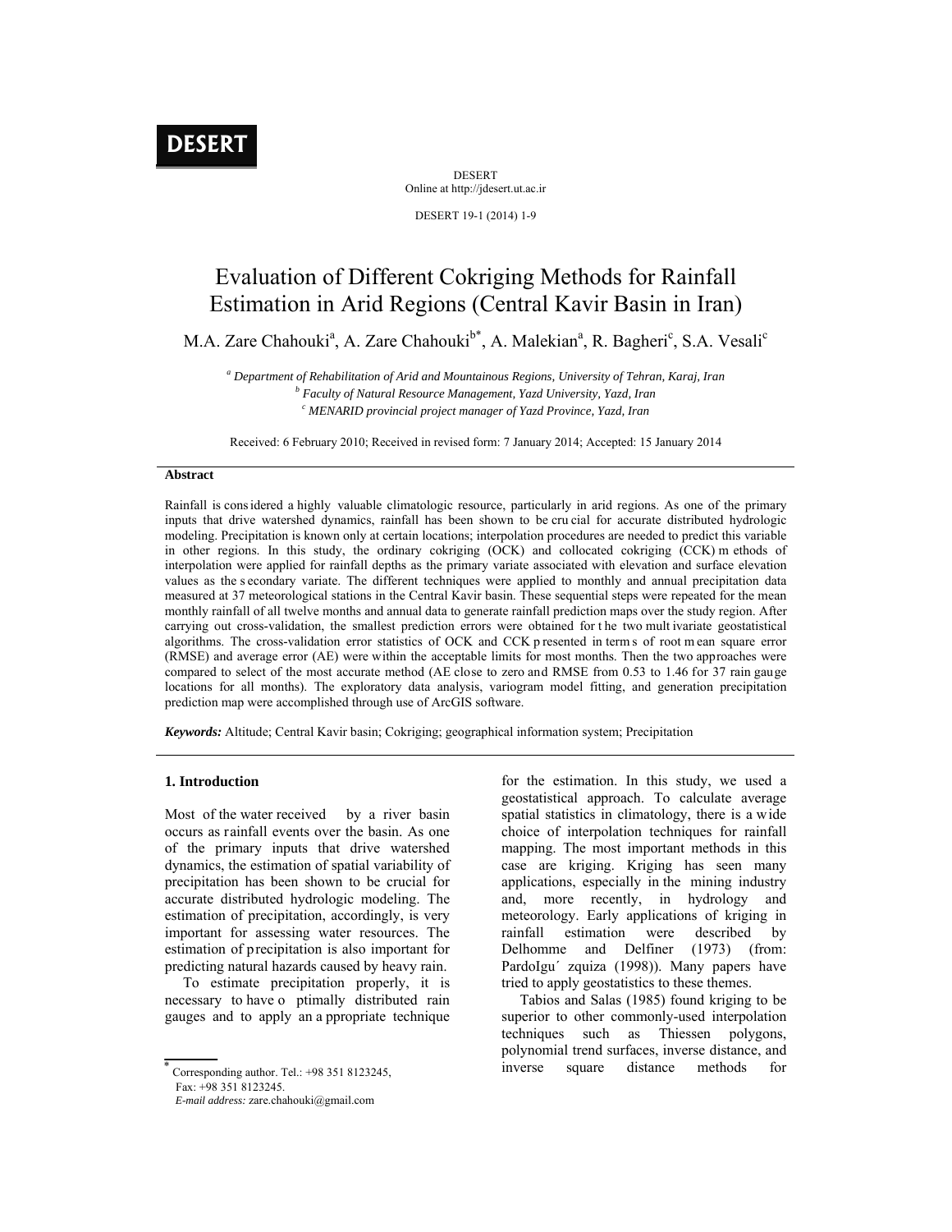DESERT

Online at http://jdesert.ut.ac.ir

DESERT 19-1 (2014) 1-9

# Evaluation of Different Cokriging Methods for Rainfall Estimation in Arid Regions (Central Kavir Basin in Iran)

M.A. Zare Chahouki[a], A. Zare Chahouki[b*], A. Malekian[a], R. Bagheri[c], S.A. Vesali[c]

[a] *Department of Rehabilitation of Arid and Mountainous Regions, University of Tehran, Karaj, Iran*
[b] *Faculty of Natural Resource Management, Yazd University, Yazd, Iran*
[c] *MENARID provincial project manager of Yazd Province, Yazd, Iran*

Received: 6 February 2010; Received in revised form: 7 January 2014; Accepted: 15 January 2014

## Abstract

Rainfall is considered a highly valuable climatologic resource, particularly in arid regions. As one of the primary inputs that drive watershed dynamics, rainfall has been shown to be crucial for accurate distributed hydrologic modeling. Precipitation is known only at certain locations; interpolation procedures are needed to predict this variable in other regions. In this study, the ordinary cokriging (OCK) and collocated cokriging (CCK) methods of interpolation were applied for rainfall depths as the primary variate associated with elevation and surface elevation values as the secondary variate. The different techniques were applied to monthly and annual precipitation data measured at 37 meteorological stations in the Central Kavir basin. These sequential steps were repeated for the mean monthly rainfall of all twelve months and annual data to generate rainfall prediction maps over the study region. After carrying out cross-validation, the smallest prediction errors were obtained for the two multivariate geostatistical algorithms. The cross-validation error statistics of OCK and CCK presented in terms of root mean square error (RMSE) and average error (AE) were within the acceptable limits for most months. Then the two approaches were compared to select of the most accurate method (AE close to zero and RMSE from 0.53 to 1.46 for 37 rain gauge locations for all months). The exploratory data analysis, variogram model fitting, and generation precipitation prediction map were accomplished through use of ArcGIS software.

***Keywords:*** Altitude; Central Kavir basin; Cokriging; geographical information system; Precipitation

## 1. Introduction

Most of the water received by a river basin occurs as rainfall events over the basin. As one of the primary inputs that drive watershed dynamics, the estimation of spatial variability of precipitation has been shown to be crucial for accurate distributed hydrologic modeling. The estimation of precipitation, accordingly, is very important for assessing water resources. The estimation of precipitation is also important for predicting natural hazards caused by heavy rain.

To estimate precipitation properly, it is necessary to have optimally distributed rain gauges and to apply an appropriate technique for the estimation. In this study, we used a geostatistical approach. To calculate average spatial statistics in climatology, there is a wide choice of interpolation techniques for rainfall mapping. The most important methods in this case are kriging. Kriging has seen many applications, especially in the mining industry and, more recently, in hydrology and meteorology. Early applications of kriging in rainfall estimation were described by Delhomme and Delfiner (1973) (from: PardoIgu´ zquiza (1998)). Many papers have tried to apply geostatistics to these themes.

Tabios and Salas (1985) found kriging to be superior to other commonly-used interpolation techniques such as Thiessen polygons, polynomial trend surfaces, inverse distance, and inverse square distance methods for

* Corresponding author. Tel.: +98 351 8123245, Fax: +98 351 8123245.
*E-mail address:* zare.chahouki@gmail.com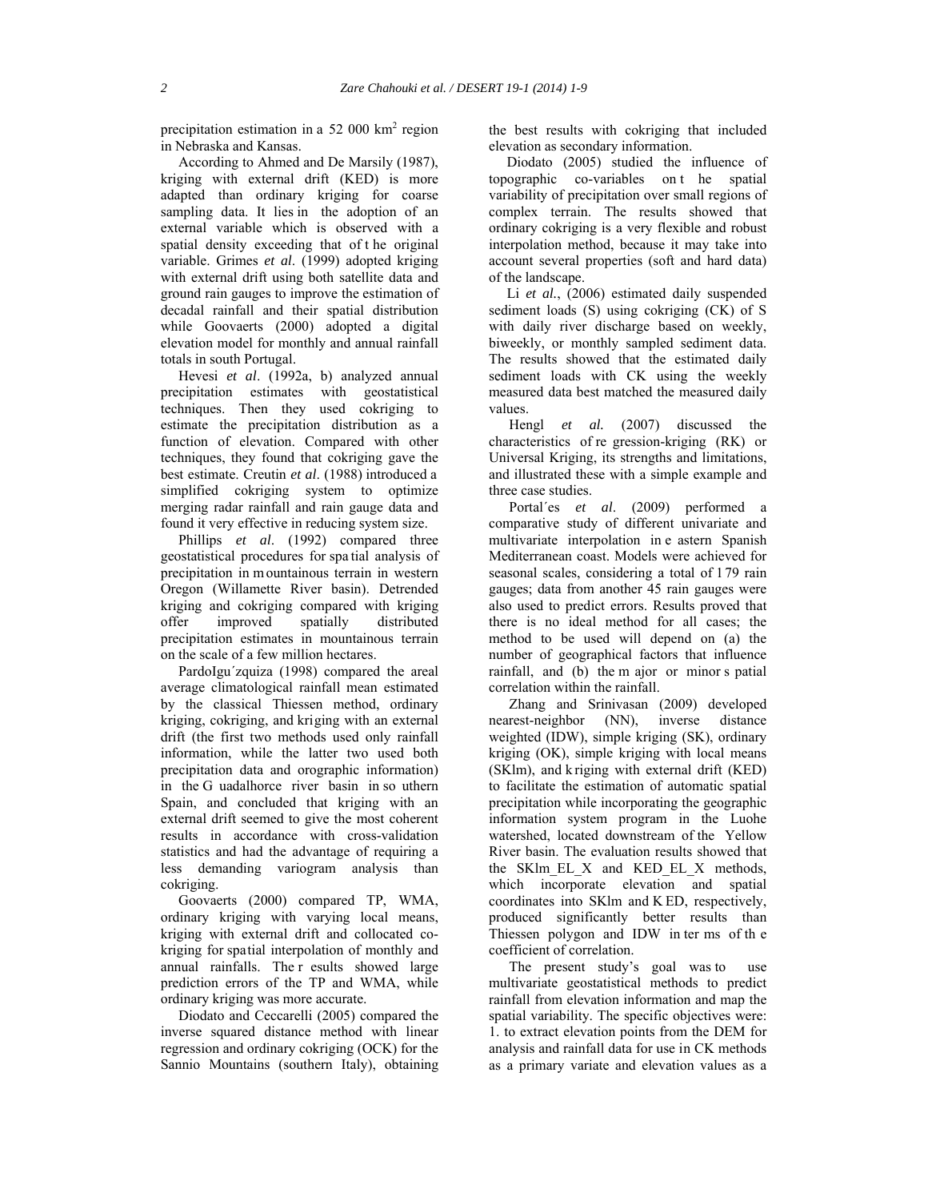precipitation estimation in a 52 000 km$^2$ region in Nebraska and Kansas.

According to Ahmed and De Marsily (1987), kriging with external drift (KED) is more adapted than ordinary kriging for coarse sampling data. It lies in the adoption of an external variable which is observed with a spatial density exceeding that of the original variable. Grimes *et al*. (1999) adopted kriging with external drift using both satellite data and ground rain gauges to improve the estimation of decadal rainfall and their spatial distribution while Goovaerts (2000) adopted a digital elevation model for monthly and annual rainfall totals in south Portugal.

Hevesi *et al*. (1992a, b) analyzed annual precipitation estimates with geostatistical techniques. Then they used cokriging to estimate the precipitation distribution as a function of elevation. Compared with other techniques, they found that cokriging gave the best estimate. Creutin *et al*. (1988) introduced a simplified cokriging system to optimize merging radar rainfall and rain gauge data and found it very effective in reducing system size.

Phillips *et al*. (1992) compared three geostatistical procedures for spatial analysis of precipitation in mountainous terrain in western Oregon (Willamette River basin). Detrended kriging and cokriging compared with kriging offer improved spatially distributed precipitation estimates in mountainous terrain on the scale of a few million hectares.

PardoIgu´zquiza (1998) compared the areal average climatological rainfall mean estimated by the classical Thiessen method, ordinary kriging, cokriging, and kriging with an external drift (the first two methods used only rainfall information, while the latter two used both precipitation data and orographic information) in the Guadalhorce river basin in southern Spain, and concluded that kriging with an external drift seemed to give the most coherent results in accordance with cross-validation statistics and had the advantage of requiring a less demanding variogram analysis than cokriging.

Goovaerts (2000) compared TP, WMA, ordinary kriging with varying local means, kriging with external drift and collocated co-kriging for spatial interpolation of monthly and annual rainfalls. The results showed large prediction errors of the TP and WMA, while ordinary kriging was more accurate.

Diodato and Ceccarelli (2005) compared the inverse squared distance method with linear regression and ordinary cokriging (OCK) for the Sannio Mountains (southern Italy), obtaining the best results with cokriging that included elevation as secondary information.

Diodato (2005) studied the influence of topographic co-variables on the spatial variability of precipitation over small regions of complex terrain. The results showed that ordinary cokriging is a very flexible and robust interpolation method, because it may take into account several properties (soft and hard data) of the landscape.

Li *et al*., (2006) estimated daily suspended sediment loads (S) using cokriging (CK) of S with daily river discharge based on weekly, biweekly, or monthly sampled sediment data. The results showed that the estimated daily sediment loads with CK using the weekly measured data best matched the measured daily values.

Hengl *et al.* (2007) discussed the characteristics of regression-kriging (RK) or Universal Kriging, its strengths and limitations, and illustrated these with a simple example and three case studies.

Portal´es *et al*. (2009) performed a comparative study of different univariate and multivariate interpolation in eastern Spanish Mediterranean coast. Models were achieved for seasonal scales, considering a total of 179 rain gauges; data from another 45 rain gauges were also used to predict errors. Results proved that there is no ideal method for all cases; the method to be used will depend on (a) the number of geographical factors that influence rainfall, and (b) the major or minor spatial correlation within the rainfall.

Zhang and Srinivasan (2009) developed nearest-neighbor (NN), inverse distance weighted (IDW), simple kriging (SK), ordinary kriging (OK), simple kriging with local means (SKlm), and kriging with external drift (KED) to facilitate the estimation of automatic spatial precipitation while incorporating the geographic information system program in the Luohe watershed, located downstream of the Yellow River basin. The evaluation results showed that the SKlm_EL_X and KED_EL_X methods, which incorporate elevation and spatial coordinates into SKlm and KED, respectively, produced significantly better results than Thiessen polygon and IDW in terms of the coefficient of correlation.

The present study's goal was to use multivariate geostatistical methods to predict rainfall from elevation information and map the spatial variability. The specific objectives were: 1. to extract elevation points from the DEM for analysis and rainfall data for use in CK methods as a primary variate and elevation values as a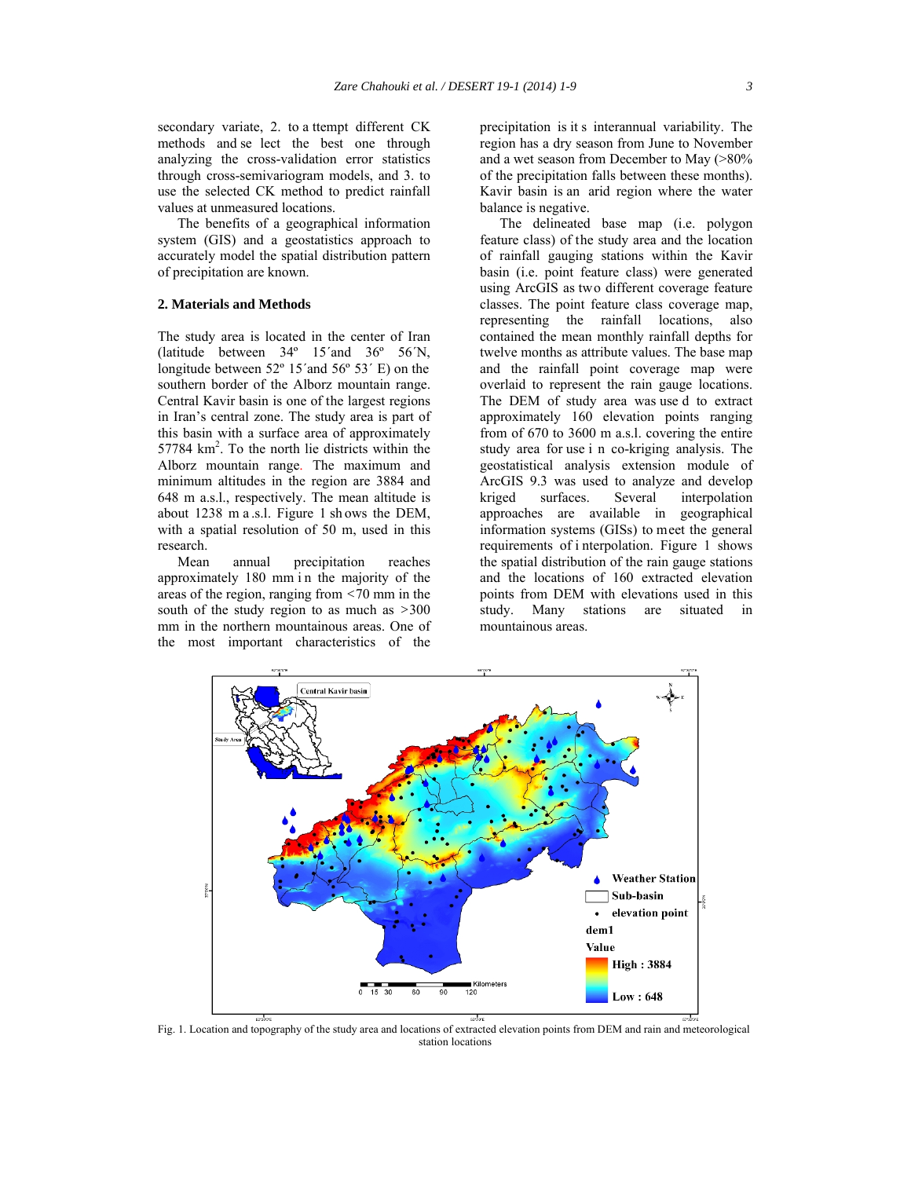secondary variate, 2. to attempt different CK methods and select the best one through analyzing the cross-validation error statistics through cross-semivariogram models, and 3. to use the selected CK method to predict rainfall values at unmeasured locations.

The benefits of a geographical information system (GIS) and a geostatistics approach to accurately model the spatial distribution pattern of precipitation are known.

## 2. Materials and Methods

The study area is located in the center of Iran (latitude between 34º 15´and 36º 56´N, longitude between 52º 15´and 56º 53´ E) on the southern border of the Alborz mountain range. Central Kavir basin is one of the largest regions in Iran's central zone. The study area is part of this basin with a surface area of approximately 57784 km$^2$. To the north lie districts within the Alborz mountain range. The maximum and minimum altitudes in the region are 3884 and 648 m a.s.l., respectively. The mean altitude is about 1238 m a.s.l. Figure 1 shows the DEM, with a spatial resolution of 50 m, used in this research.

Mean annual precipitation reaches approximately 180 mm in the majority of the areas of the region, ranging from <70 mm in the south of the study region to as much as >300 mm in the northern mountainous areas. One of the most important characteristics of the precipitation is its interannual variability. The region has a dry season from June to November and a wet season from December to May (>80% of the precipitation falls between these months). Kavir basin is an arid region where the water balance is negative.

The delineated base map (i.e. polygon feature class) of the study area and the location of rainfall gauging stations within the Kavir basin (i.e. point feature class) were generated using ArcGIS as two different coverage feature classes. The point feature class coverage map, representing the rainfall locations, also contained the mean monthly rainfall depths for twelve months as attribute values. The base map and the rainfall point coverage map were overlaid to represent the rain gauge locations. The DEM of study area was used to extract approximately 160 elevation points ranging from of 670 to 3600 m a.s.l. covering the entire study area for use in co-kriging analysis. The geostatistical analysis extension module of ArcGIS 9.3 was used to analyze and develop kriged surfaces. Several interpolation approaches are available in geographical information systems (GISs) to meet the general requirements of interpolation. Figure 1 shows the spatial distribution of the rain gauge stations and the locations of 160 extracted elevation points from DEM with elevations used in this study. Many stations are situated in mountainous areas.

Fig. 1. Location and topography of the study area and locations of extracted elevation points from DEM and rain and meteorological station locations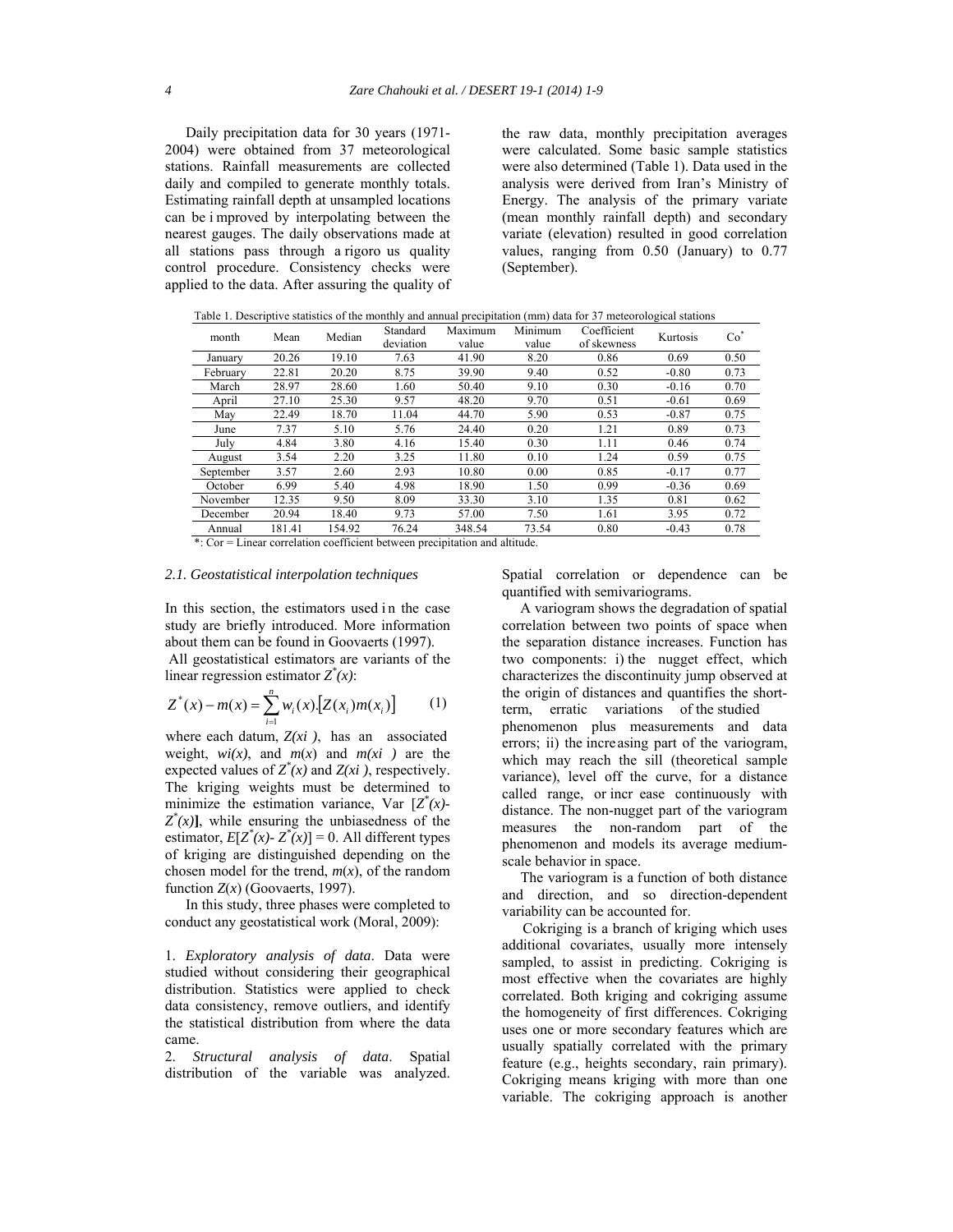Daily precipitation data for 30 years (1971-2004) were obtained from 37 meteorological stations. Rainfall measurements are collected daily and compiled to generate monthly totals. Estimating rainfall depth at unsampled locations can be improved by interpolating between the nearest gauges. The daily observations made at all stations pass through a rigorous quality control procedure. Consistency checks were applied to the data. After assuring the quality of the raw data, monthly precipitation averages were calculated. Some basic sample statistics were also determined (Table 1). Data used in the analysis were derived from Iran's Ministry of Energy. The analysis of the primary variate (mean monthly rainfall depth) and secondary variate (elevation) resulted in good correlation values, ranging from 0.50 (January) to 0.77 (September).

Table 1. Descriptive statistics of the monthly and annual precipitation (mm) data for 37 meteorological stations

| month | Mean | Median | Standard deviation | Maximum value | Minimum value | Coefficient of skewness | Kurtosis | Co* |
|---|---|---|---|---|---|---|---|---|
| January | 20.26 | 19.10 | 7.63 | 41.90 | 8.20 | 0.86 | 0.69 | 0.50 |
| February | 22.81 | 20.20 | 8.75 | 39.90 | 9.40 | 0.52 | -0.80 | 0.73 |
| March | 28.97 | 28.60 | 1.60 | 50.40 | 9.10 | 0.30 | -0.16 | 0.70 |
| April | 27.10 | 25.30 | 9.57 | 48.20 | 9.70 | 0.51 | -0.61 | 0.69 |
| May | 22.49 | 18.70 | 11.04 | 44.70 | 5.90 | 0.53 | -0.87 | 0.75 |
| June | 7.37 | 5.10 | 5.76 | 24.40 | 0.20 | 1.21 | 0.89 | 0.73 |
| July | 4.84 | 3.80 | 4.16 | 15.40 | 0.30 | 1.11 | 0.46 | 0.74 |
| August | 3.54 | 2.20 | 3.25 | 11.80 | 0.10 | 1.24 | 0.59 | 0.75 |
| September | 3.57 | 2.60 | 2.93 | 10.80 | 0.00 | 0.85 | -0.17 | 0.77 |
| October | 6.99 | 5.40 | 4.98 | 18.90 | 1.50 | 0.99 | -0.36 | 0.69 |
| November | 12.35 | 9.50 | 8.09 | 33.30 | 3.10 | 1.35 | 0.81 | 0.62 |
| December | 20.94 | 18.40 | 9.73 | 57.00 | 7.50 | 1.61 | 3.95 | 0.72 |
| Annual | 181.41 | 154.92 | 76.24 | 348.54 | 73.54 | 0.80 | -0.43 | 0.78 |

*: Cor = Linear correlation coefficient between precipitation and altitude.

### 2.1. Geostatistical interpolation techniques

In this section, the estimators used in the case study are briefly introduced. More information about them can be found in Goovaerts (1997).

All geostatistical estimators are variants of the linear regression estimator $Z^*(x)$:

$$Z^*(x) - m(x) = \sum_{i=1}^{n} w_i(x).[Z(x_i)m(x_i)] \qquad (1)$$

where each datum, $Z(xi)$, has an associated weight, $wi(x)$, and $m(x)$ and $m(xi)$ are the expected values of $Z^*(x)$ and $Z(xi)$, respectively. The kriging weights must be determined to minimize the estimation variance, Var $[Z^*(x)-Z^*(x)]$, while ensuring the unbiasedness of the estimator, $E[Z^*(x)- Z^*(x)] = 0$. All different types of kriging are distinguished depending on the chosen model for the trend, $m(x)$, of the random function $Z(x)$ (Goovaerts, 1997).

In this study, three phases were completed to conduct any geostatistical work (Moral, 2009):

1. *Exploratory analysis of data*. Data were studied without considering their geographical distribution. Statistics were applied to check data consistency, remove outliers, and identify the statistical distribution from where the data came.
2. *Structural analysis of data*. Spatial distribution of the variable was analyzed. Spatial correlation or dependence can be quantified with semivariograms.

A variogram shows the degradation of spatial correlation between two points of space when the separation distance increases. Function has two components: i) the nugget effect, which characterizes the discontinuity jump observed at the origin of distances and quantifies the short-term, erratic variations of the studied phenomenon plus measurements and data errors; ii) the increasing part of the variogram, which may reach the sill (theoretical sample variance), level off the curve, for a distance called range, or increase continuously with distance. The non-nugget part of the variogram measures the non-random part of the phenomenon and models its average medium-scale behavior in space.

The variogram is a function of both distance and direction, and so direction-dependent variability can be accounted for.

Cokriging is a branch of kriging which uses additional covariates, usually more intensely sampled, to assist in predicting. Cokriging is most effective when the covariates are highly correlated. Both kriging and cokriging assume the homogeneity of first differences. Cokriging uses one or more secondary features which are usually spatially correlated with the primary feature (e.g., heights secondary, rain primary). Cokriging means kriging with more than one variable. The cokriging approach is another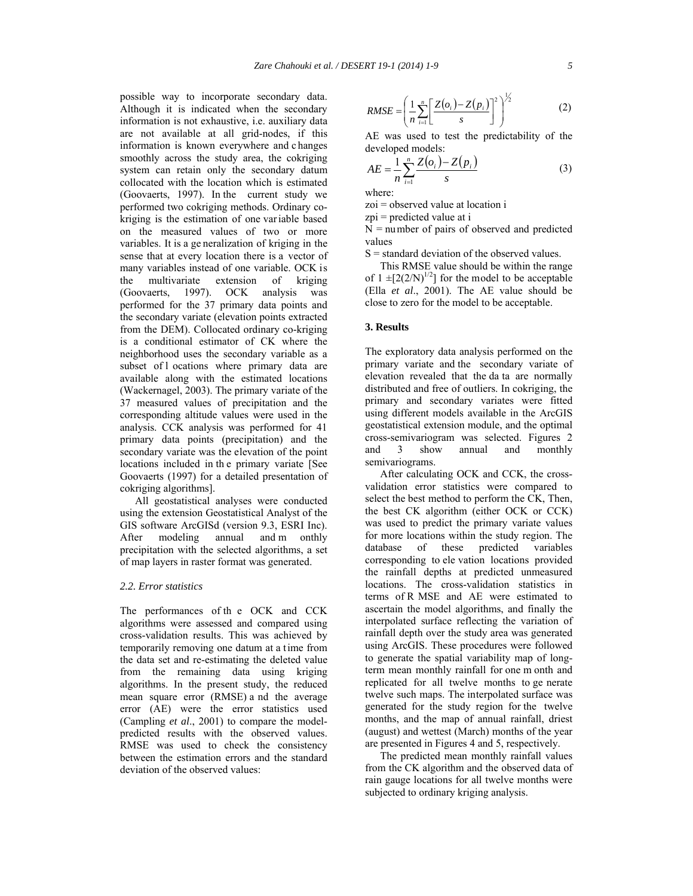possible way to incorporate secondary data. Although it is indicated when the secondary information is not exhaustive, i.e. auxiliary data are not available at all grid-nodes, if this information is known everywhere and changes smoothly across the study area, the cokriging system can retain only the secondary datum collocated with the location which is estimated (Goovaerts, 1997). In the current study we performed two cokriging methods. Ordinary co-kriging is the estimation of one variable based on the measured values of two or more variables. It is a generalization of kriging in the sense that at every location there is a vector of many variables instead of one variable. OCK is the multivariate extension of kriging (Goovaerts, 1997). OCK analysis was performed for the 37 primary data points and the secondary variate (elevation points extracted from the DEM). Collocated ordinary co-kriging is a conditional estimator of CK where the neighborhood uses the secondary variable as a subset of locations where primary data are available along with the estimated locations (Wackernagel, 2003). The primary variate of the 37 measured values of precipitation and the corresponding altitude values were used in the analysis. CCK analysis was performed for 41 primary data points (precipitation) and the secondary variate was the elevation of the point locations included in the primary variate [See Goovaerts (1997) for a detailed presentation of cokriging algorithms].

All geostatistical analyses were conducted using the extension Geostatistical Analyst of the GIS software ArcGISd (version 9.3, ESRI Inc). After modeling annual and monthly precipitation with the selected algorithms, a set of map layers in raster format was generated.

### *2.2. Error statistics*

The performances of the OCK and CCK algorithms were assessed and compared using cross-validation results. This was achieved by temporarily removing one datum at a time from the data set and re-estimating the deleted value from the remaining data using kriging algorithms. In the present study, the reduced mean square error (RMSE) and the average error (AE) were the error statistics used (Campling *et al*., 2001) to compare the model-predicted results with the observed values. RMSE was used to check the consistency between the estimation errors and the standard deviation of the observed values:

$$RMSE = \left( \frac{1}{n} \sum_{i=1}^{n} \left[ \frac{Z(o_i) - Z(p_i)}{s} \right]^2 \right)^{1/2} \quad (2)$$

AE was used to test the predictability of the developed models:

$$AE = \frac{1}{n} \sum_{i=1}^{n} \frac{Z(o_i) - Z(p_i)}{s} \quad (3)$$

where:

zoi = observed value at location i

zpi = predicted value at i

N = number of pairs of observed and predicted values

S = standard deviation of the observed values.

This RMSE value should be within the range of $1 \pm [2(2/N)^{1/2}]$ for the model to be acceptable (Ella *et al*., 2001). The AE value should be close to zero for the model to be acceptable.

## 3. Results

The exploratory data analysis performed on the primary variate and the secondary variate of elevation revealed that the data are normally distributed and free of outliers. In cokriging, the primary and secondary variates were fitted using different models available in the ArcGIS geostatistical extension module, and the optimal cross-semivariogram was selected. Figures 2 and 3 show annual and monthly semivariograms.

After calculating OCK and CCK, the cross-validation error statistics were compared to select the best method to perform the CK, Then, the best CK algorithm (either OCK or CCK) was used to predict the primary variate values for more locations within the study region. The database of these predicted variables corresponding to elevation locations provided the rainfall depths at predicted unmeasured locations. The cross-validation statistics in terms of RMSE and AE were estimated to ascertain the model algorithms, and finally the interpolated surface reflecting the variation of rainfall depth over the study area was generated using ArcGIS. These procedures were followed to generate the spatial variability map of long-term mean monthly rainfall for one month and replicated for all twelve months to generate twelve such maps. The interpolated surface was generated for the study region for the twelve months, and the map of annual rainfall, driest (august) and wettest (March) months of the year are presented in Figures 4 and 5, respectively.

The predicted mean monthly rainfall values from the CK algorithm and the observed data of rain gauge locations for all twelve months were subjected to ordinary kriging analysis.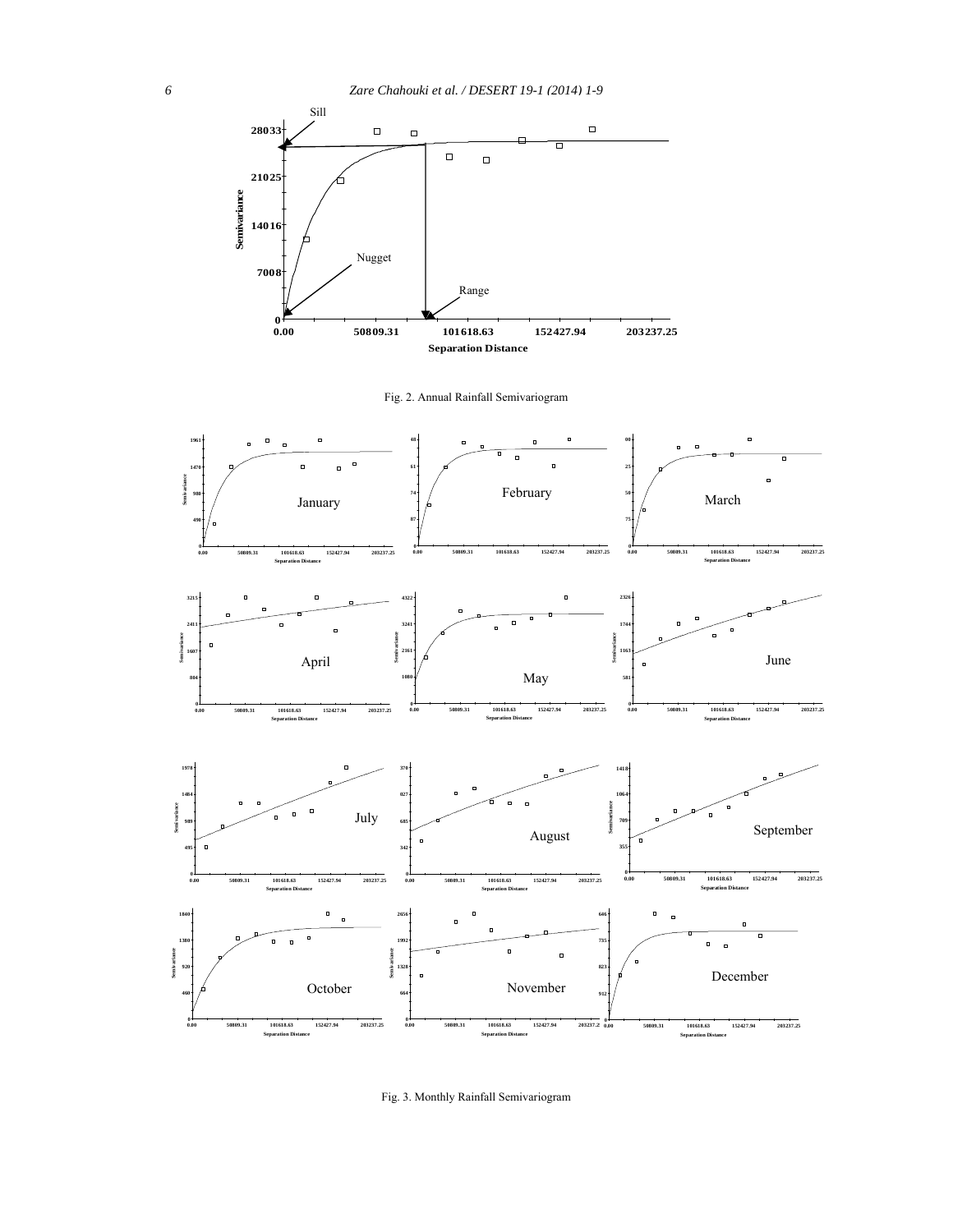Fig. 2. Annual Rainfall Semivariogram

Fig. 3. Monthly Rainfall Semivariogram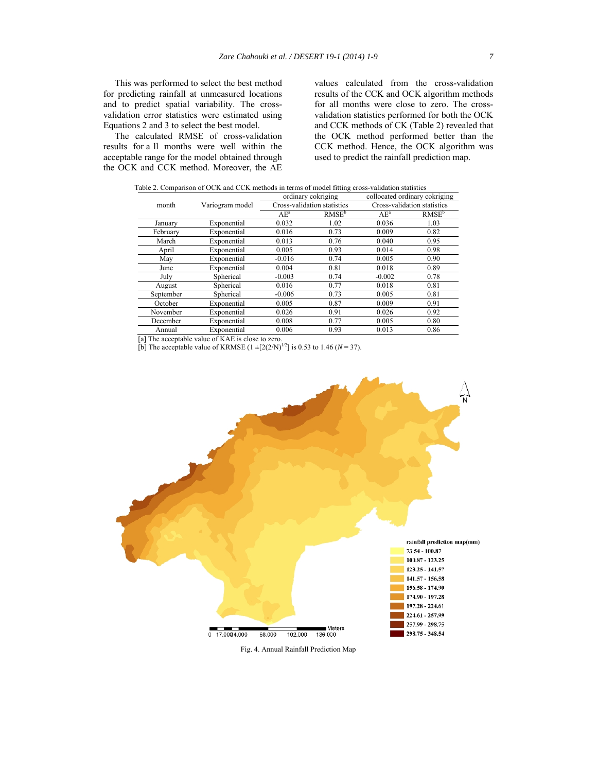This was performed to select the best method for predicting rainfall at unmeasured locations and to predict spatial variability. The cross-validation error statistics were estimated using Equations 2 and 3 to select the best model.

The calculated RMSE of cross-validation results for a ll months were well within the acceptable range for the model obtained through the OCK and CCK method. Moreover, the AE values calculated from the cross-validation results of the CCK and OCK algorithm methods for all months were close to zero. The cross-validation statistics performed for both the OCK and CCK methods of CK (Table 2) revealed that the OCK method performed better than the CCK method. Hence, the OCK algorithm was used to predict the rainfall prediction map.

Table 2. Comparison of OCK and CCK methods in terms of model fitting cross-validation statistics

| month | Variogram model | ordinary cokriging | | collocated ordinary cokriging | |
|---|---|---|---|---|---|
| | | Cross-validation statistics | | Cross-validation statistics | |
| | | AE[a] | RMSE[b] | AE[a] | RMSE[b] |
| January | Exponential | 0.032 | 1.02 | 0.036 | 1.03 |
| February | Exponential | 0.016 | 0.73 | 0.009 | 0.82 |
| March | Exponential | 0.013 | 0.76 | 0.040 | 0.95 |
| April | Exponential | 0.005 | 0.93 | 0.014 | 0.98 |
| May | Exponential | -0.016 | 0.74 | 0.005 | 0.90 |
| June | Exponential | 0.004 | 0.81 | 0.018 | 0.89 |
| July | Spherical | -0.003 | 0.74 | -0.002 | 0.78 |
| August | Spherical | 0.016 | 0.77 | 0.018 | 0.81 |
| September | Spherical | -0.006 | 0.73 | 0.005 | 0.81 |
| October | Exponential | 0.005 | 0.87 | 0.009 | 0.91 |
| November | Exponential | 0.026 | 0.91 | 0.026 | 0.92 |
| December | Exponential | 0.008 | 0.77 | 0.005 | 0.80 |
| Annual | Exponential | 0.006 | 0.93 | 0.013 | 0.86 |

[a] The acceptable value of KAE is close to zero.
[b] The acceptable value of KRMSE ($1 \pm [2(2/N)^{1/2}]$) is 0.53 to 1.46 ($N = 37$).

Fig. 4. Annual Rainfall Prediction Map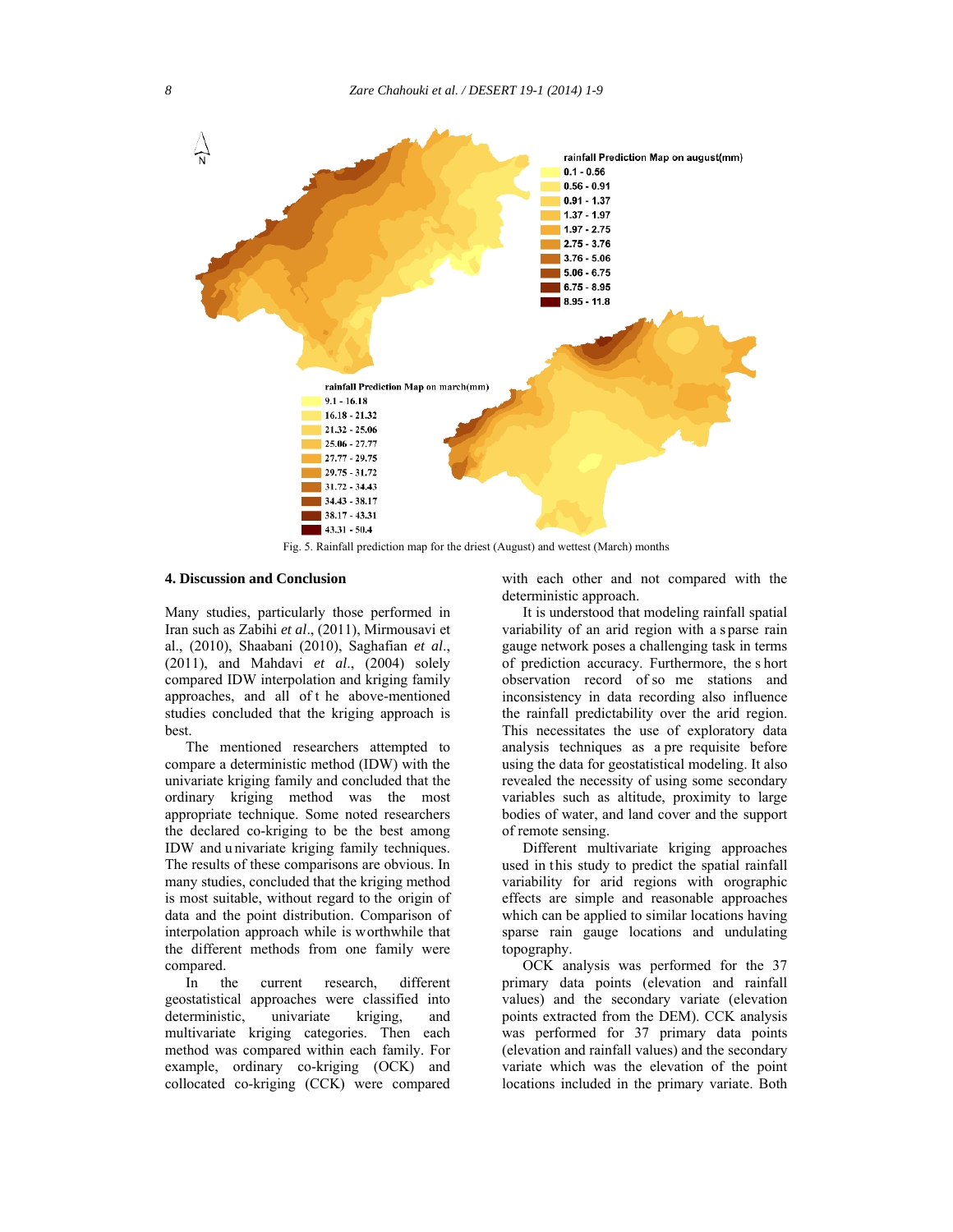Fig. 5. Rainfall prediction map for the driest (August) and wettest (March) months

## 4. Discussion and Conclusion

Many studies, particularly those performed in Iran such as Zabihi *et al*., (2011), Mirmousavi et al., (2010), Shaabani (2010), Saghafian *et al*., (2011), and Mahdavi *et al*., (2004) solely compared IDW interpolation and kriging family approaches, and all of the above-mentioned studies concluded that the kriging approach is best.

The mentioned researchers attempted to compare a deterministic method (IDW) with the univariate kriging family and concluded that the ordinary kriging method was the most appropriate technique. Some noted researchers the declared co-kriging to be the best among IDW and univariate kriging family techniques. The results of these comparisons are obvious. In many studies, concluded that the kriging method is most suitable, without regard to the origin of data and the point distribution. Comparison of interpolation approach while is worthwhile that the different methods from one family were compared.

In the current research, different geostatistical approaches were classified into deterministic, univariate kriging, and multivariate kriging categories. Then each method was compared within each family. For example, ordinary co-kriging (OCK) and collocated co-kriging (CCK) were compared with each other and not compared with the deterministic approach.

It is understood that modeling rainfall spatial variability of an arid region with a sparse rain gauge network poses a challenging task in terms of prediction accuracy. Furthermore, the short observation record of some stations and inconsistency in data recording also influence the rainfall predictability over the arid region. This necessitates the use of exploratory data analysis techniques as a pre requisite before using the data for geostatistical modeling. It also revealed the necessity of using some secondary variables such as altitude, proximity to large bodies of water, and land cover and the support of remote sensing.

Different multivariate kriging approaches used in this study to predict the spatial rainfall variability for arid regions with orographic effects are simple and reasonable approaches which can be applied to similar locations having sparse rain gauge locations and undulating topography.

OCK analysis was performed for the 37 primary data points (elevation and rainfall values) and the secondary variate (elevation points extracted from the DEM). CCK analysis was performed for 37 primary data points (elevation and rainfall values) and the secondary variate which was the elevation of the point locations included in the primary variate. Both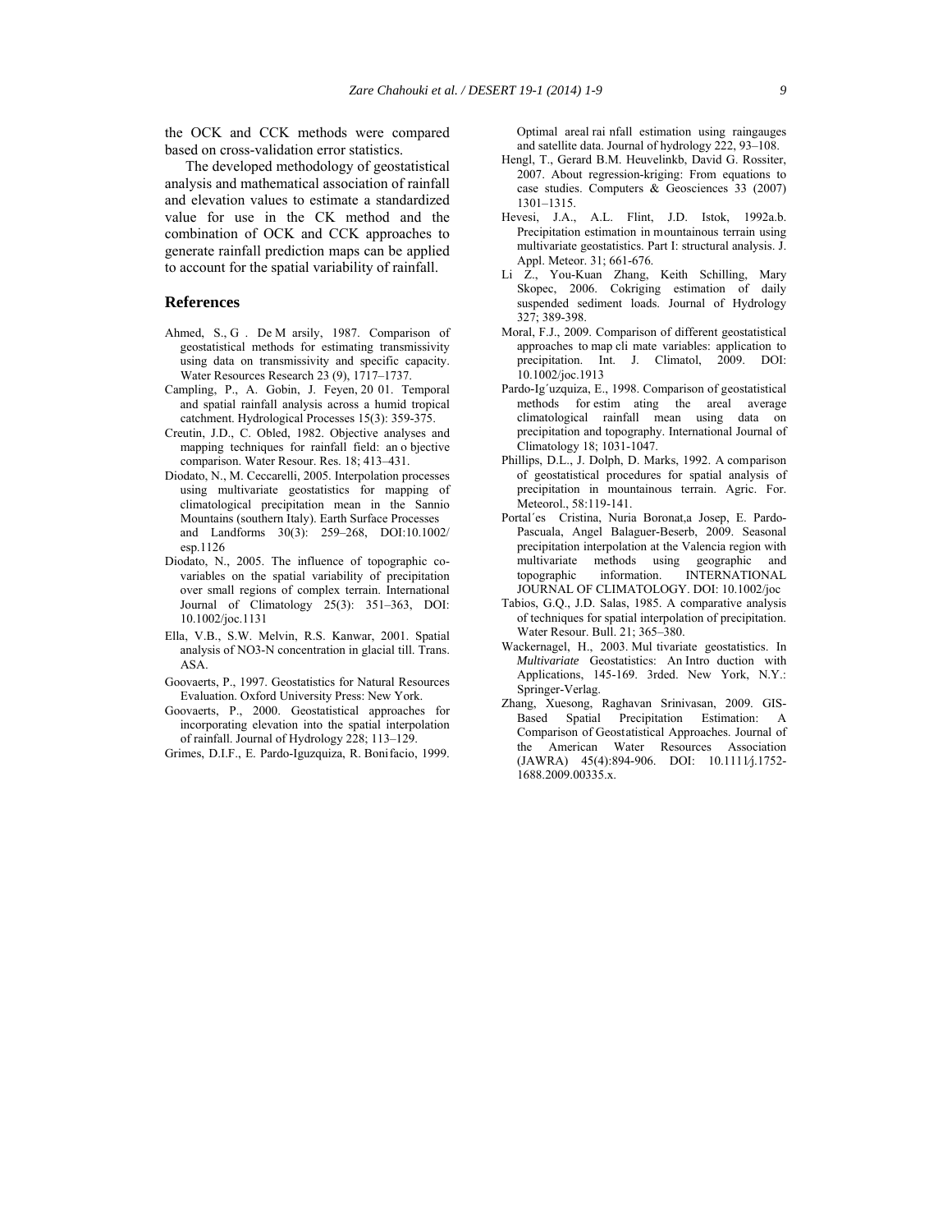the OCK and CCK methods were compared based on cross-validation error statistics.

The developed methodology of geostatistical analysis and mathematical association of rainfall and elevation values to estimate a standardized value for use in the CK method and the combination of OCK and CCK approaches to generate rainfall prediction maps can be applied to account for the spatial variability of rainfall.

## References

Ahmed, S., G . De M arsily, 1987. Comparison of geostatistical methods for estimating transmissivity using data on transmissivity and specific capacity. Water Resources Research 23 (9), 1717–1737.

Campling, P., A. Gobin, J. Feyen, 20 01. Temporal and spatial rainfall analysis across a humid tropical catchment. Hydrological Processes 15(3): 359-375.

Creutin, J.D., C. Obled, 1982. Objective analyses and mapping techniques for rainfall field: an o bjective comparison. Water Resour. Res. 18; 413–431.

Diodato, N., M. Ceccarelli, 2005. Interpolation processes using multivariate geostatistics for mapping of climatological precipitation mean in the Sannio Mountains (southern Italy). Earth Surface Processes and Landforms 30(3): 259–268, DOI:10.1002/ esp.1126

Diodato, N., 2005. The influence of topographic co-variables on the spatial variability of precipitation over small regions of complex terrain. International Journal of Climatology 25(3): 351–363, DOI: 10.1002/joc.1131

Ella, V.B., S.W. Melvin, R.S. Kanwar, 2001. Spatial analysis of NO3-N concentration in glacial till. Trans. ASA.

Goovaerts, P., 1997. Geostatistics for Natural Resources Evaluation. Oxford University Press: New York.

Goovaerts, P., 2000. Geostatistical approaches for incorporating elevation into the spatial interpolation of rainfall. Journal of Hydrology 228; 113–129.

Grimes, D.I.F., E. Pardo-Iguzquiza, R. Bonifacio, 1999. Optimal areal rai nfall estimation using raingauges and satellite data. Journal of hydrology 222, 93–108.

Hengl, T., Gerard B.M. Heuvelinkb, David G. Rossiter, 2007. About regression-kriging: From equations to case studies. Computers & Geosciences 33 (2007) 1301–1315.

Hevesi, J.A., A.L. Flint, J.D. Istok, 1992a.b. Precipitation estimation in mountainous terrain using multivariate geostatistics. Part I: structural analysis. J. Appl. Meteor. 31; 661-676.

Li Z., You-Kuan Zhang, Keith Schilling, Mary Skopec, 2006. Cokriging estimation of daily suspended sediment loads. Journal of Hydrology 327; 389-398.

Moral, F.J., 2009. Comparison of different geostatistical approaches to map cli mate variables: application to precipitation. Int. J. Climatol, 2009. DOI: 10.1002/joc.1913

Pardo-Ig´uzquiza, E., 1998. Comparison of geostatistical methods for estim ating the areal average climatological rainfall mean using data on precipitation and topography. International Journal of Climatology 18; 1031-1047.

Phillips, D.L., J. Dolph, D. Marks, 1992. A comparison of geostatistical procedures for spatial analysis of precipitation in mountainous terrain. Agric. For. Meteorol., 58:119-141.

Portal´es Cristina, Nuria Boronat,a Josep, E. Pardo-Pascuala, Angel Balaguer-Beserb, 2009. Seasonal precipitation interpolation at the Valencia region with multivariate methods using geographic and topographic information. INTERNATIONAL JOURNAL OF CLIMATOLOGY. DOI: 10.1002/joc

Tabios, G.Q., J.D. Salas, 1985. A comparative analysis of techniques for spatial interpolation of precipitation. Water Resour. Bull. 21; 365–380.

Wackernagel, H., 2003. Mul tivariate geostatistics. In *Multivariate* Geostatistics: An Intro duction with Applications, 145-169. 3rded. New York, N.Y.: Springer-Verlag.

Zhang, Xuesong, Raghavan Srinivasan, 2009. GIS-Based Spatial Precipitation Estimation: A Comparison of Geostatistical Approaches. Journal of the American Water Resources Association (JAWRA) 45(4):894-906. DOI: 10.1111/j.1752-1688.2009.00335.x.